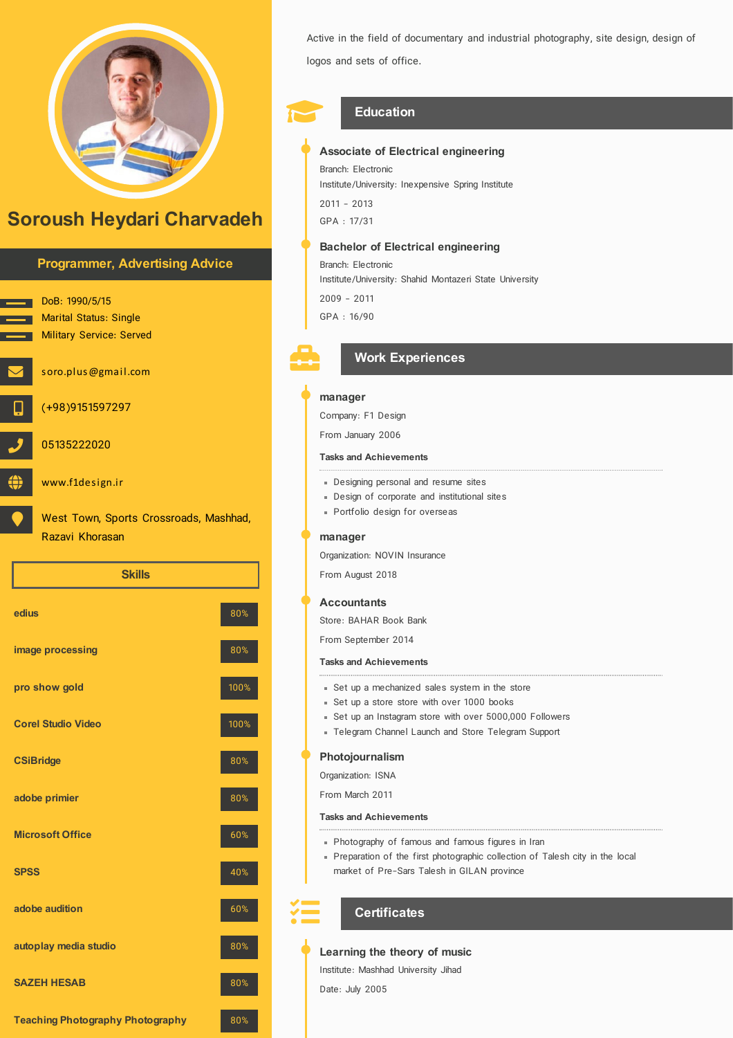# Soroush Heydari Charvadeh

**Programmer, Advertising Advice**

DoB: 1990/5/15
Marital Status: Single
Military Service: Served

soro.plus@gmail.com

(+98)9151597297

05135222020

www.f1design.ir

West Town, Sports Crossroads, Mashhad, Razavi Khorasan

## Skills

| Skill | Level |
|---|---|
| edius | 80% |
| image processing | 80% |
| pro show gold | 100% |
| Corel Studio Video | 100% |
| CSiBridge | 80% |
| adobe primier | 80% |
| Microsoft Office | 60% |
| SPSS | 40% |
| adobe audition | 60% |
| autoplay media studio | 80% |
| SAZEH HESAB | 80% |
| Teaching Photography Photography | 80% |

Active in the field of documentary and industrial photography, site design, design of logos and sets of office.

## Education

### Associate of Electrical engineering

Branch: Electronic
Institute/University: Inexpensive Spring Institute
2011 - 2013
GPA : 17/31

### Bachelor of Electrical engineering

Branch: Electronic
Institute/University: Shahid Montazeri State University
2009 - 2011
GPA : 16/90

## Work Experiences

### manager

Company: F1 Design
From January 2006

**Tasks and Achievements**

- Designing personal and resume sites
- Design of corporate and institutional sites
- Portfolio design for overseas

### manager

Organization: NOVIN Insurance
From August 2018

### Accountants

Store: BAHAR Book Bank
From September 2014

**Tasks and Achievements**

- Set up a mechanized sales system in the store
- Set up a store store with over 1000 books
- Set up an Instagram store with over 5000,000 Followers
- Telegram Channel Launch and Store Telegram Support

### Photojournalism

Organization: ISNA
From March 2011

**Tasks and Achievements**

- Photography of famous and famous figures in Iran
- Preparation of the first photographic collection of Talesh city in the local market of Pre-Sars Talesh in GILAN province

## Certificates

### Learning the theory of music

Institute: Mashhad University Jihad
Date: July 2005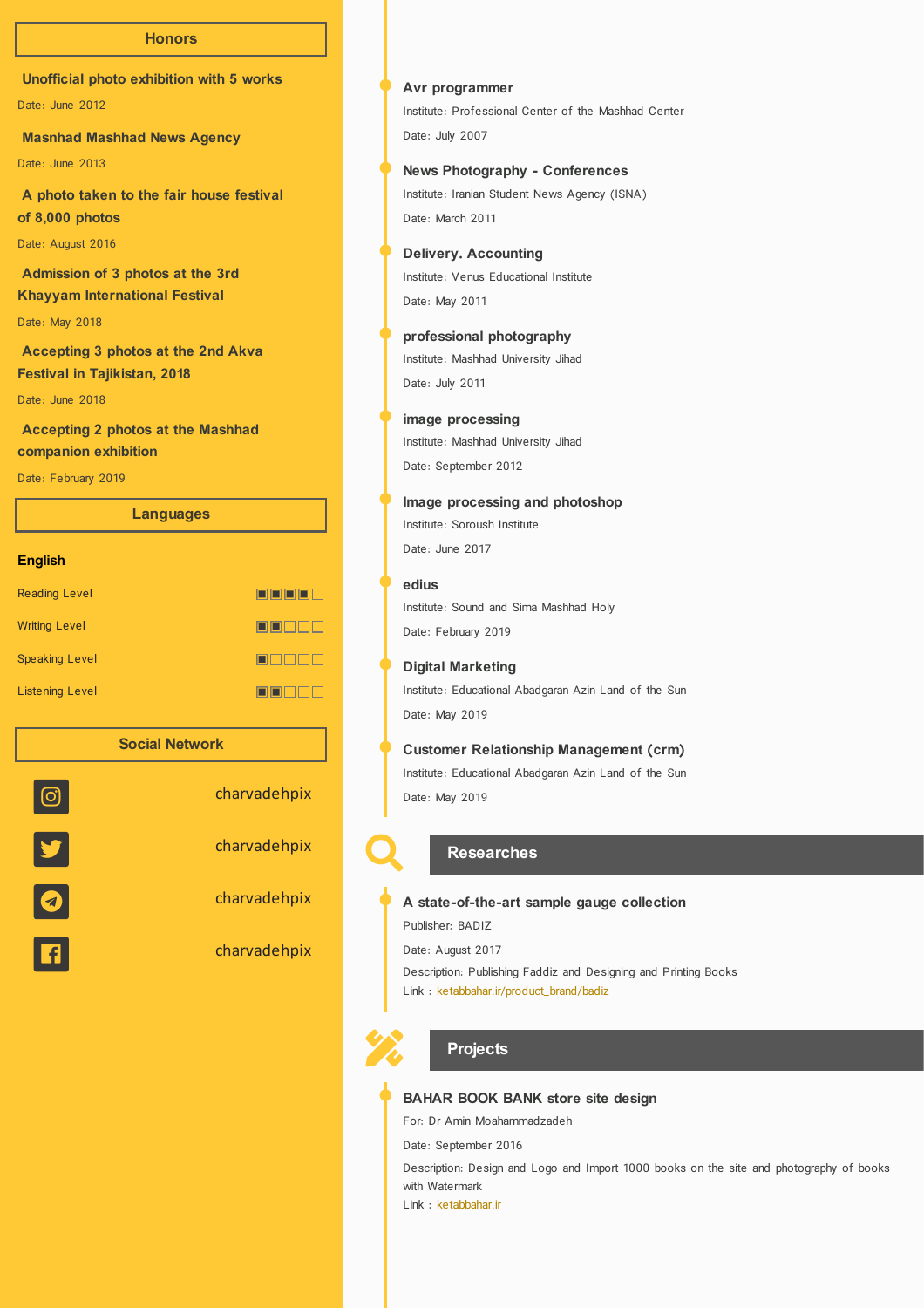## Honors

**Unofficial photo exhibition with 5 works**

Date: June 2012

**Masnhad Mashhad News Agency**

Date: June 2013

**A photo taken to the fair house festival of 8,000 photos**

Date: August 2016

**Admission of 3 photos at the 3rd Khayyam International Festival**

Date: May 2018

**Accepting 3 photos at the 2nd Akva Festival in Tajikistan, 2018**

Date: June 2018

**Accepting 2 photos at the Mashhad companion exhibition**

Date: February 2019

## Languages

**English**

| | |
|---|---|
| Reading Level | ■■■■□ |
| Writing Level | ■■□□□ |
| Speaking Level | ■□□□□ |
| Listening Level | ■■□□□ |

## Social Network

- charvadehpix
- charvadehpix
- charvadehpix
- charvadehpix

---

**Avr programmer**

Institute: Professional Center of the Mashhad Center

Date: July 2007

**News Photography - Conferences**

Institute: Iranian Student News Agency (ISNA)

Date: March 2011

**Delivery. Accounting**

Institute: Venus Educational Institute

Date: May 2011

**professional photography**

Institute: Mashhad University Jihad

Date: July 2011

**image processing**

Institute: Mashhad University Jihad

Date: September 2012

**Image processing and photoshop**

Institute: Soroush Institute

Date: June 2017

**edius**

Institute: Sound and Sima Mashhad Holy

Date: February 2019

**Digital Marketing**

Institute: Educational Abadgaran Azin Land of the Sun

Date: May 2019

**Customer Relationship Management (crm)**

Institute: Educational Abadgaran Azin Land of the Sun

Date: May 2019

## Researches

**A state-of-the-art sample gauge collection**

Publisher: BADIZ

Date: August 2017

Description: Publishing Faddiz and Designing and Printing Books

Link : ketabbahar.ir/product_brand/badiz

## Projects

**BAHAR BOOK BANK store site design**

For: Dr Amin Moahammadzadeh

Date: September 2016

Description: Design and Logo and Import 1000 books on the site and photography of books with Watermark

Link : ketabbahar.ir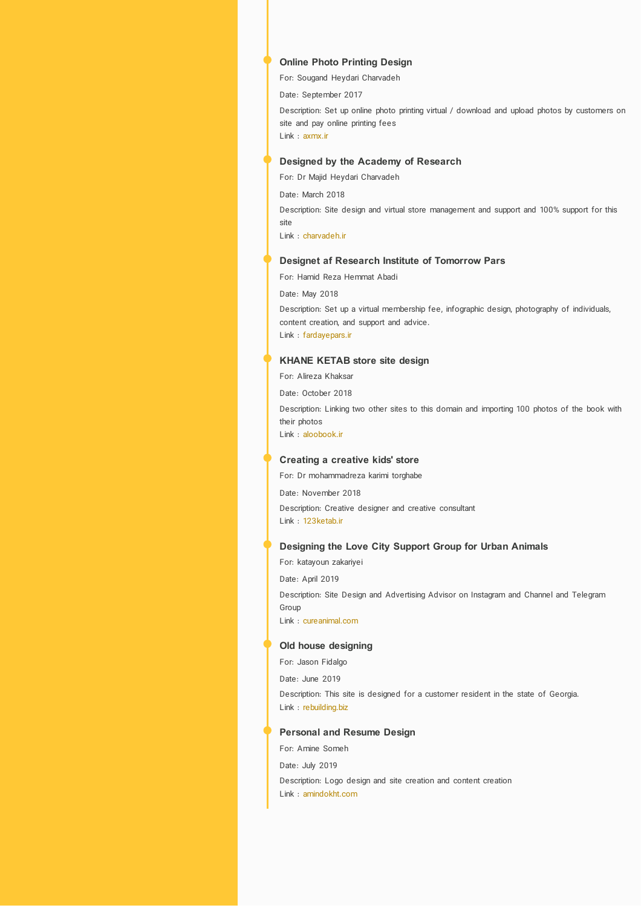### Online Photo Printing Design

For: Sougand Heydari Charvadeh

Date: September 2017

Description: Set up online photo printing virtual / download and upload photos by customers on site and pay online printing fees

Link : axmx.ir

### Designed by the Academy of Research

For: Dr Majid Heydari Charvadeh

Date: March 2018

Description: Site design and virtual store management and support and 100% support for this site

Link : charvadeh.ir

### Designet af Research Institute of Tomorrow Pars

For: Hamid Reza Hemmat Abadi

Date: May 2018

Description: Set up a virtual membership fee, infographic design, photography of individuals, content creation, and support and advice.

Link : fardayepars.ir

### KHANE KETAB store site design

For: Alireza Khaksar

Date: October 2018

Description: Linking two other sites to this domain and importing 100 photos of the book with their photos

Link : aloobook.ir

### Creating a creative kids' store

For: Dr mohammadreza karimi torghabe

Date: November 2018

Description: Creative designer and creative consultant

Link : 123ketab.ir

### Designing the Love City Support Group for Urban Animals

For: katayoun zakariyei

Date: April 2019

Description: Site Design and Advertising Advisor on Instagram and Channel and Telegram Group

Link : cureanimal.com

### Old house designing

For: Jason Fidalgo

Date: June 2019

Description: This site is designed for a customer resident in the state of Georgia.

Link : rebuilding.biz

### Personal and Resume Design

For: Amine Someh

Date: July 2019

Description: Logo design and site creation and content creation

Link : amindokht.com